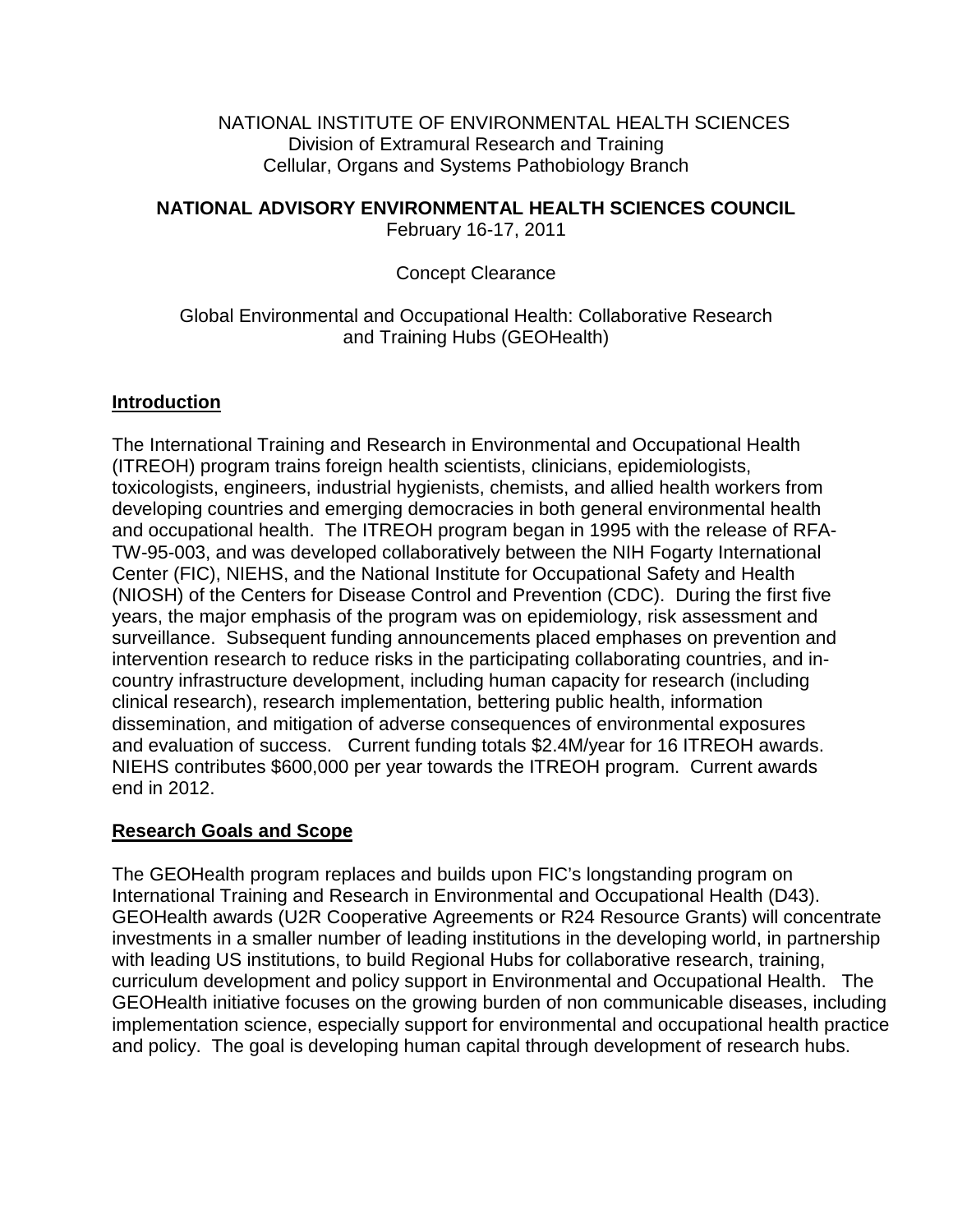NATIONAL INSTITUTE OF ENVIRONMENTAL HEALTH SCIENCES
Division of Extramural Research and Training
Cellular, Organs and Systems Pathobiology Branch

**NATIONAL ADVISORY ENVIRONMENTAL HEALTH SCIENCES COUNCIL**
February 16-17, 2011

Concept Clearance

Global Environmental and Occupational Health: Collaborative Research and Training Hubs (GEOHealth)

## Introduction

The International Training and Research in Environmental and Occupational Health (ITREOH) program trains foreign health scientists, clinicians, epidemiologists, toxicologists, engineers, industrial hygienists, chemists, and allied health workers from developing countries and emerging democracies in both general environmental health and occupational health. The ITREOH program began in 1995 with the release of RFA-TW-95-003, and was developed collaboratively between the NIH Fogarty International Center (FIC), NIEHS, and the National Institute for Occupational Safety and Health (NIOSH) of the Centers for Disease Control and Prevention (CDC). During the first five years, the major emphasis of the program was on epidemiology, risk assessment and surveillance. Subsequent funding announcements placed emphases on prevention and intervention research to reduce risks in the participating collaborating countries, and in-country infrastructure development, including human capacity for research (including clinical research), research implementation, bettering public health, information dissemination, and mitigation of adverse consequences of environmental exposures and evaluation of success. Current funding totals $2.4M/year for 16 ITREOH awards. NIEHS contributes $600,000 per year towards the ITREOH program. Current awards end in 2012.

## Research Goals and Scope

The GEOHealth program replaces and builds upon FIC's longstanding program on International Training and Research in Environmental and Occupational Health (D43). GEOHealth awards (U2R Cooperative Agreements or R24 Resource Grants) will concentrate investments in a smaller number of leading institutions in the developing world, in partnership with leading US institutions, to build Regional Hubs for collaborative research, training, curriculum development and policy support in Environmental and Occupational Health. The GEOHealth initiative focuses on the growing burden of non communicable diseases, including implementation science, especially support for environmental and occupational health practice and policy. The goal is developing human capital through development of research hubs.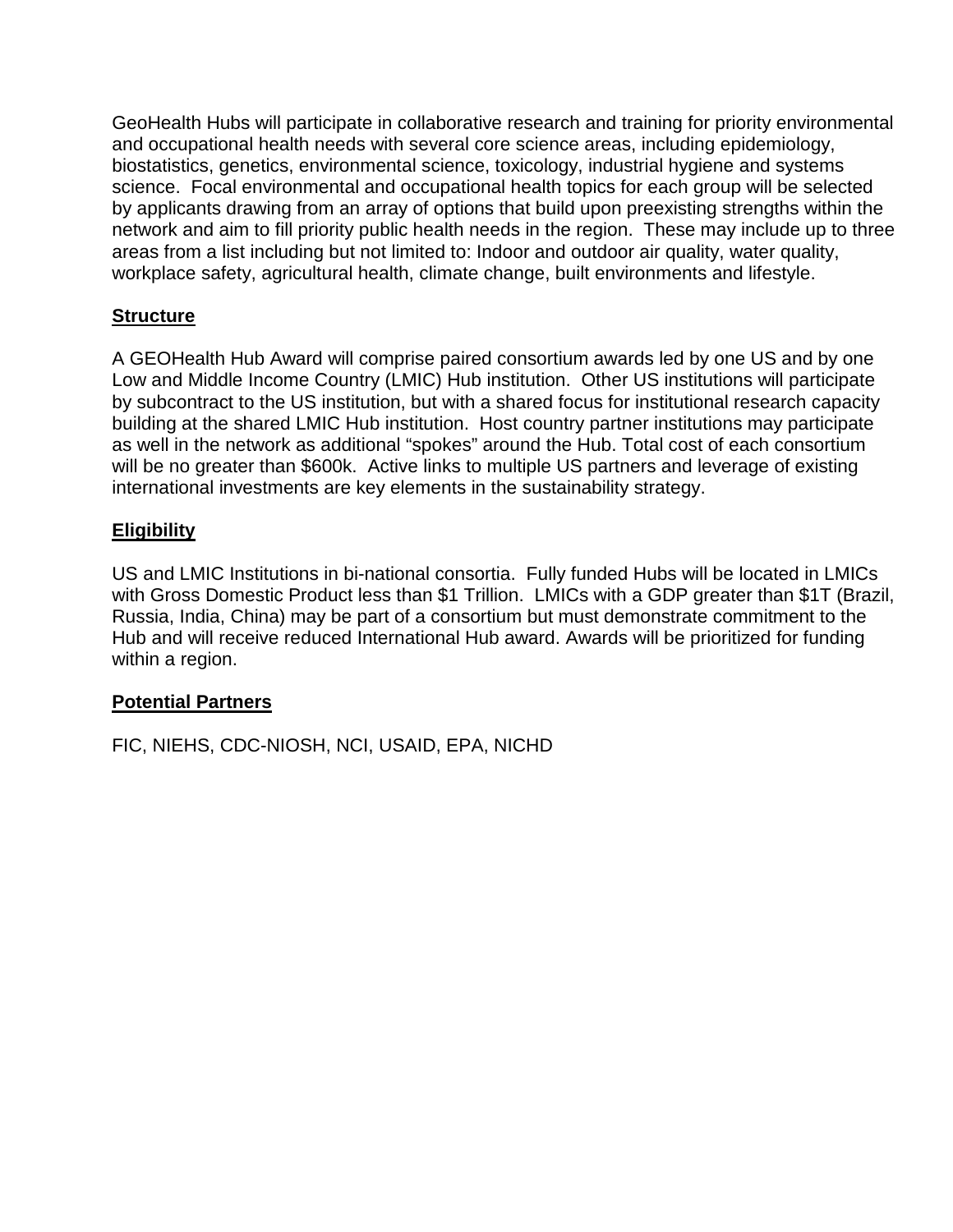GeoHealth Hubs will participate in collaborative research and training for priority environmental and occupational health needs with several core science areas, including epidemiology, biostatistics, genetics, environmental science, toxicology, industrial hygiene and systems science. Focal environmental and occupational health topics for each group will be selected by applicants drawing from an array of options that build upon preexisting strengths within the network and aim to fill priority public health needs in the region. These may include up to three areas from a list including but not limited to: Indoor and outdoor air quality, water quality, workplace safety, agricultural health, climate change, built environments and lifestyle.

**Structure**

A GEOHealth Hub Award will comprise paired consortium awards led by one US and by one Low and Middle Income Country (LMIC) Hub institution. Other US institutions will participate by subcontract to the US institution, but with a shared focus for institutional research capacity building at the shared LMIC Hub institution. Host country partner institutions may participate as well in the network as additional “spokes” around the Hub. Total cost of each consortium will be no greater than $600k. Active links to multiple US partners and leverage of existing international investments are key elements in the sustainability strategy.

**Eligibility**

US and LMIC Institutions in bi-national consortia. Fully funded Hubs will be located in LMICs with Gross Domestic Product less than $1 Trillion. LMICs with a GDP greater than $1T (Brazil, Russia, India, China) may be part of a consortium but must demonstrate commitment to the Hub and will receive reduced International Hub award. Awards will be prioritized for funding within a region.

**Potential Partners**

FIC, NIEHS, CDC-NIOSH, NCI, USAID, EPA, NICHD